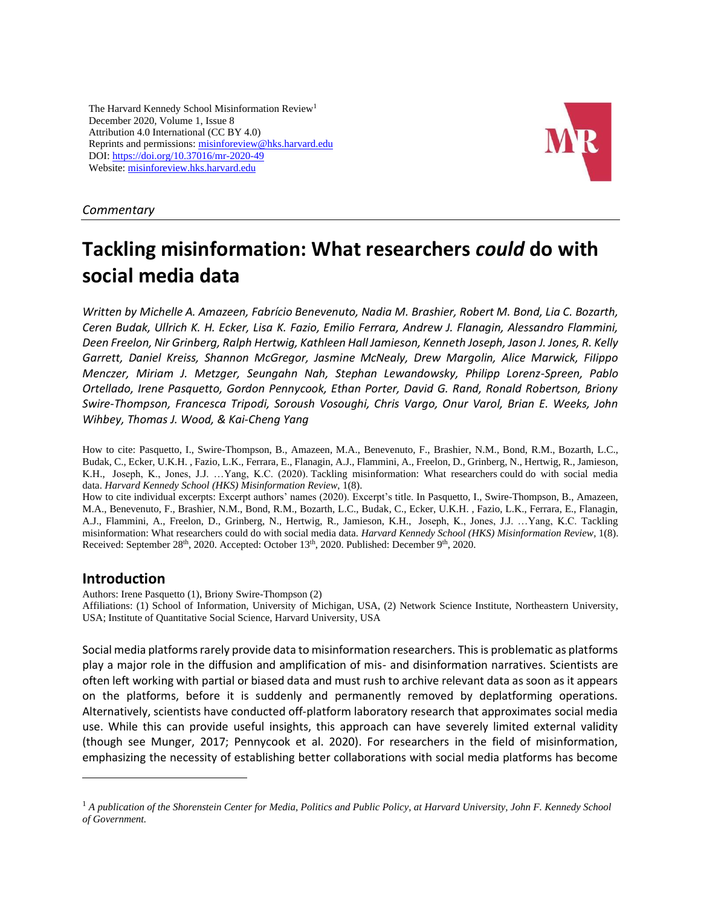The Harvard Kennedy School Misinformation Review[1]
December 2020, Volume 1, Issue 8
Attribution 4.0 International (CC BY 4.0)
Reprints and permissions: misinforeview@hks.harvard.edu
DOI: https://doi.org/10.37016/mr-2020-49
Website: misinforeview.hks.harvard.edu

*Commentary*

# Tackling misinformation: What researchers *could* do with social media data

*Written by Michelle A. Amazeen, Fabrício Benevenuto, Nadia M. Brashier, Robert M. Bond, Lia C. Bozarth, Ceren Budak, Ullrich K. H. Ecker, Lisa K. Fazio, Emilio Ferrara, Andrew J. Flanagin, Alessandro Flammini, Deen Freelon, Nir Grinberg, Ralph Hertwig, Kathleen Hall Jamieson, Kenneth Joseph, Jason J. Jones, R. Kelly Garrett, Daniel Kreiss, Shannon McGregor, Jasmine McNealy, Drew Margolin, Alice Marwick, Filippo Menczer, Miriam J. Metzger, Seungahn Nah, Stephan Lewandowsky, Philipp Lorenz-Spreen, Pablo Ortellado, Irene Pasquetto, Gordon Pennycook, Ethan Porter, David G. Rand, Ronald Robertson, Briony Swire-Thompson, Francesca Tripodi, Soroush Vosoughi, Chris Vargo, Onur Varol, Brian E. Weeks, John Wihbey, Thomas J. Wood, & Kai-Cheng Yang*

How to cite: Pasquetto, I., Swire-Thompson, B., Amazeen, M.A., Benevenuto, F., Brashier, N.M., Bond, R.M., Bozarth, L.C., Budak, C., Ecker, U.K.H. , Fazio, L.K., Ferrara, E., Flanagin, A.J., Flammini, A., Freelon, D., Grinberg, N., Hertwig, R., Jamieson, K.H., Joseph, K., Jones, J.J. …Yang, K.C. (2020). Tackling misinformation: What researchers could do with social media data. *Harvard Kennedy School (HKS) Misinformation Review*, 1(8).
How to cite individual excerpts: Excerpt authors' names (2020). Excerpt's title. In Pasquetto, I., Swire-Thompson, B., Amazeen, M.A., Benevenuto, F., Brashier, N.M., Bond, R.M., Bozarth, L.C., Budak, C., Ecker, U.K.H. , Fazio, L.K., Ferrara, E., Flanagin, A.J., Flammini, A., Freelon, D., Grinberg, N., Hertwig, R., Jamieson, K.H., Joseph, K., Jones, J.J. …Yang, K.C. Tackling misinformation: What researchers could do with social media data. *Harvard Kennedy School (HKS) Misinformation Review*, 1(8).
Received: September 28th, 2020. Accepted: October 13th, 2020. Published: December 9th, 2020.

## Introduction

Authors: Irene Pasquetto (1), Briony Swire-Thompson (2)
Affiliations: (1) School of Information, University of Michigan, USA, (2) Network Science Institute, Northeastern University, USA; Institute of Quantitative Social Science, Harvard University, USA

Social media platforms rarely provide data to misinformation researchers. This is problematic as platforms play a major role in the diffusion and amplification of mis- and disinformation narratives. Scientists are often left working with partial or biased data and must rush to archive relevant data as soon as it appears on the platforms, before it is suddenly and permanently removed by deplatforming operations. Alternatively, scientists have conducted off-platform laboratory research that approximates social media use. While this can provide useful insights, this approach can have severely limited external validity (though see Munger, 2017; Pennycook et al. 2020). For researchers in the field of misinformation, emphasizing the necessity of establishing better collaborations with social media platforms has become

[1] *A publication of the Shorenstein Center for Media, Politics and Public Policy, at Harvard University, John F. Kennedy School of Government.*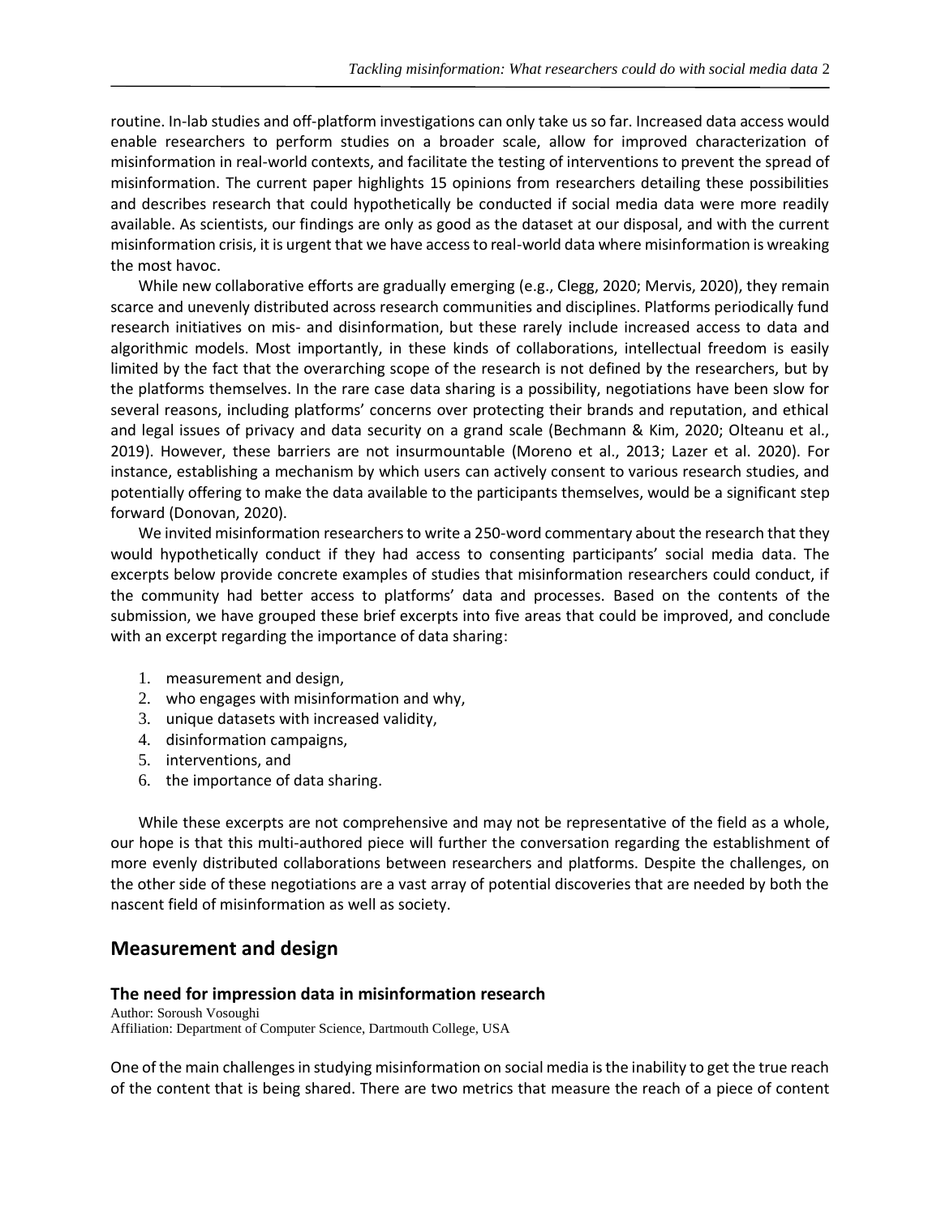routine. In-lab studies and off-platform investigations can only take us so far. Increased data access would enable researchers to perform studies on a broader scale, allow for improved characterization of misinformation in real-world contexts, and facilitate the testing of interventions to prevent the spread of misinformation. The current paper highlights 15 opinions from researchers detailing these possibilities and describes research that could hypothetically be conducted if social media data were more readily available. As scientists, our findings are only as good as the dataset at our disposal, and with the current misinformation crisis, it is urgent that we have access to real-world data where misinformation is wreaking the most havoc.

While new collaborative efforts are gradually emerging (e.g., Clegg, 2020; Mervis, 2020), they remain scarce and unevenly distributed across research communities and disciplines. Platforms periodically fund research initiatives on mis- and disinformation, but these rarely include increased access to data and algorithmic models. Most importantly, in these kinds of collaborations, intellectual freedom is easily limited by the fact that the overarching scope of the research is not defined by the researchers, but by the platforms themselves. In the rare case data sharing is a possibility, negotiations have been slow for several reasons, including platforms' concerns over protecting their brands and reputation, and ethical and legal issues of privacy and data security on a grand scale (Bechmann & Kim, 2020; Olteanu et al., 2019). However, these barriers are not insurmountable (Moreno et al., 2013; Lazer et al. 2020). For instance, establishing a mechanism by which users can actively consent to various research studies, and potentially offering to make the data available to the participants themselves, would be a significant step forward (Donovan, 2020).

We invited misinformation researchers to write a 250-word commentary about the research that they would hypothetically conduct if they had access to consenting participants' social media data. The excerpts below provide concrete examples of studies that misinformation researchers could conduct, if the community had better access to platforms' data and processes. Based on the contents of the submission, we have grouped these brief excerpts into five areas that could be improved, and conclude with an excerpt regarding the importance of data sharing:

1. measurement and design,
2. who engages with misinformation and why,
3. unique datasets with increased validity,
4. disinformation campaigns,
5. interventions, and
6. the importance of data sharing.

While these excerpts are not comprehensive and may not be representative of the field as a whole, our hope is that this multi-authored piece will further the conversation regarding the establishment of more evenly distributed collaborations between researchers and platforms. Despite the challenges, on the other side of these negotiations are a vast array of potential discoveries that are needed by both the nascent field of misinformation as well as society.

## Measurement and design

### The need for impression data in misinformation research

Author: Soroush Vosoughi
Affiliation: Department of Computer Science, Dartmouth College, USA

One of the main challenges in studying misinformation on social media is the inability to get the true reach of the content that is being shared. There are two metrics that measure the reach of a piece of content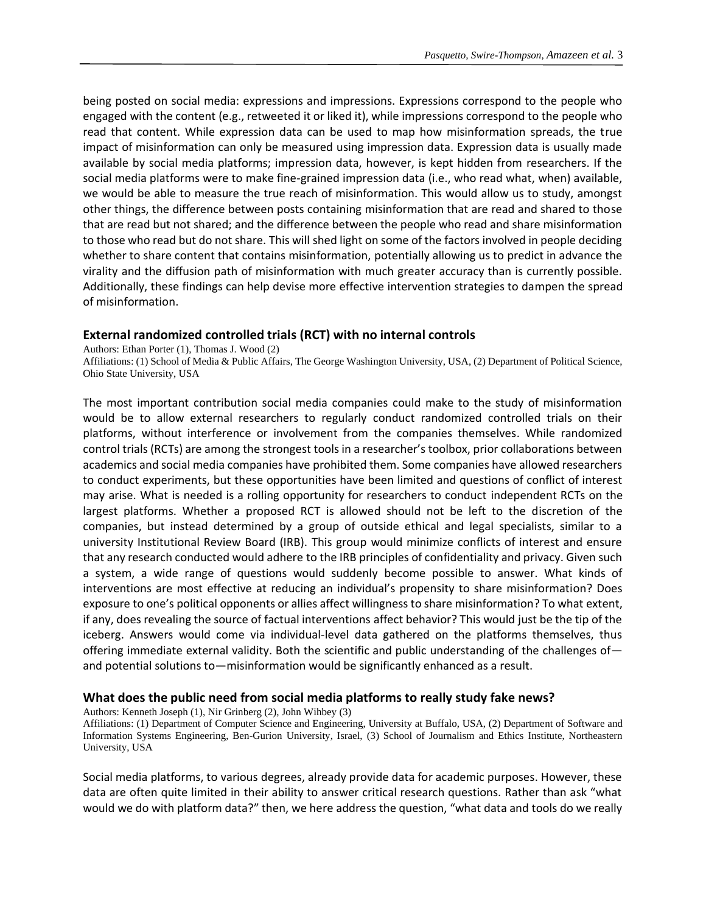being posted on social media: expressions and impressions. Expressions correspond to the people who engaged with the content (e.g., retweeted it or liked it), while impressions correspond to the people who read that content. While expression data can be used to map how misinformation spreads, the true impact of misinformation can only be measured using impression data. Expression data is usually made available by social media platforms; impression data, however, is kept hidden from researchers. If the social media platforms were to make fine-grained impression data (i.e., who read what, when) available, we would be able to measure the true reach of misinformation. This would allow us to study, amongst other things, the difference between posts containing misinformation that are read and shared to those that are read but not shared; and the difference between the people who read and share misinformation to those who read but do not share. This will shed light on some of the factors involved in people deciding whether to share content that contains misinformation, potentially allowing us to predict in advance the virality and the diffusion path of misinformation with much greater accuracy than is currently possible. Additionally, these findings can help devise more effective intervention strategies to dampen the spread of misinformation.

## External randomized controlled trials (RCT) with no internal controls

Authors: Ethan Porter (1), Thomas J. Wood (2)

Affiliations: (1) School of Media & Public Affairs, The George Washington University, USA, (2) Department of Political Science, Ohio State University, USA

The most important contribution social media companies could make to the study of misinformation would be to allow external researchers to regularly conduct randomized controlled trials on their platforms, without interference or involvement from the companies themselves. While randomized control trials (RCTs) are among the strongest tools in a researcher's toolbox, prior collaborations between academics and social media companies have prohibited them. Some companies have allowed researchers to conduct experiments, but these opportunities have been limited and questions of conflict of interest may arise. What is needed is a rolling opportunity for researchers to conduct independent RCTs on the largest platforms. Whether a proposed RCT is allowed should not be left to the discretion of the companies, but instead determined by a group of outside ethical and legal specialists, similar to a university Institutional Review Board (IRB). This group would minimize conflicts of interest and ensure that any research conducted would adhere to the IRB principles of confidentiality and privacy. Given such a system, a wide range of questions would suddenly become possible to answer. What kinds of interventions are most effective at reducing an individual's propensity to share misinformation? Does exposure to one's political opponents or allies affect willingness to share misinformation? To what extent, if any, does revealing the source of factual interventions affect behavior? This would just be the tip of the iceberg. Answers would come via individual-level data gathered on the platforms themselves, thus offering immediate external validity. Both the scientific and public understanding of the challenges of—and potential solutions to—misinformation would be significantly enhanced as a result.

## What does the public need from social media platforms to really study fake news?

Authors: Kenneth Joseph (1), Nir Grinberg (2), John Wihbey (3)

Affiliations: (1) Department of Computer Science and Engineering, University at Buffalo, USA, (2) Department of Software and Information Systems Engineering, Ben-Gurion University, Israel, (3) School of Journalism and Ethics Institute, Northeastern University, USA

Social media platforms, to various degrees, already provide data for academic purposes. However, these data are often quite limited in their ability to answer critical research questions. Rather than ask "what would we do with platform data?" then, we here address the question, "what data and tools do we really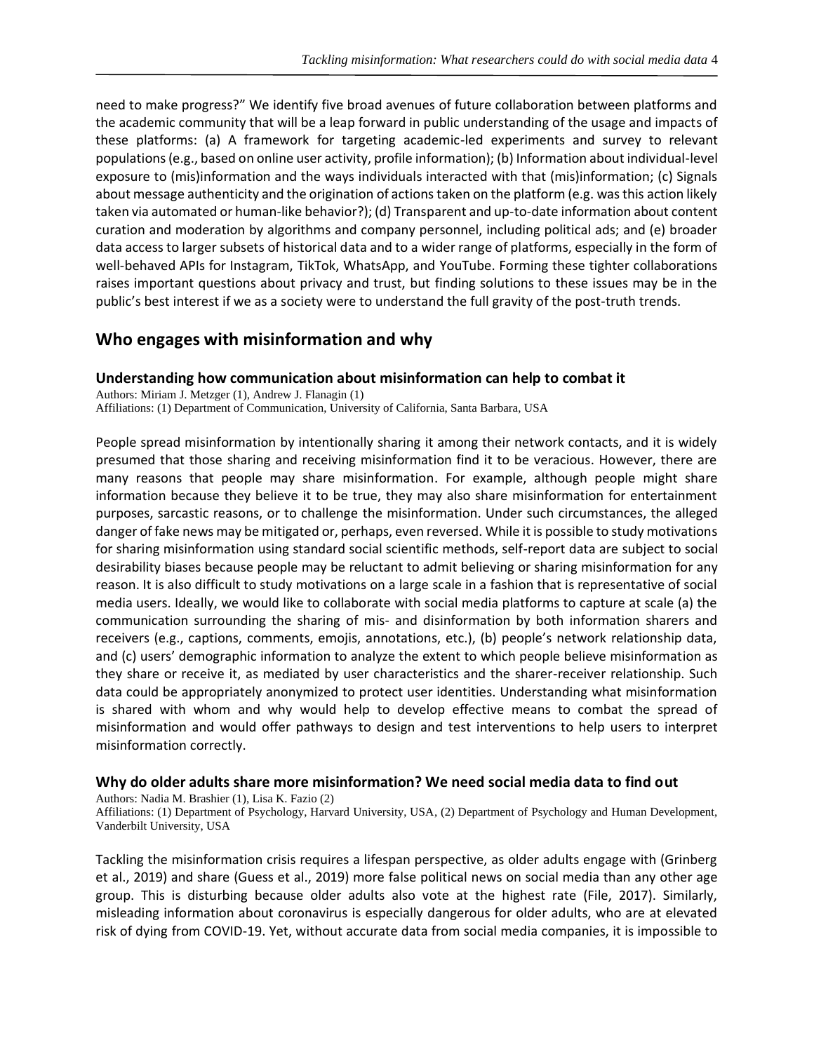need to make progress?" We identify five broad avenues of future collaboration between platforms and the academic community that will be a leap forward in public understanding of the usage and impacts of these platforms: (a) A framework for targeting academic-led experiments and survey to relevant populations (e.g., based on online user activity, profile information); (b) Information about individual-level exposure to (mis)information and the ways individuals interacted with that (mis)information; (c) Signals about message authenticity and the origination of actions taken on the platform (e.g. was this action likely taken via automated or human-like behavior?); (d) Transparent and up-to-date information about content curation and moderation by algorithms and company personnel, including political ads; and (e) broader data access to larger subsets of historical data and to a wider range of platforms, especially in the form of well-behaved APIs for Instagram, TikTok, WhatsApp, and YouTube. Forming these tighter collaborations raises important questions about privacy and trust, but finding solutions to these issues may be in the public's best interest if we as a society were to understand the full gravity of the post-truth trends.

## Who engages with misinformation and why

### Understanding how communication about misinformation can help to combat it

Authors: Miriam J. Metzger (1), Andrew J. Flanagin (1)
Affiliations: (1) Department of Communication, University of California, Santa Barbara, USA

People spread misinformation by intentionally sharing it among their network contacts, and it is widely presumed that those sharing and receiving misinformation find it to be veracious. However, there are many reasons that people may share misinformation. For example, although people might share information because they believe it to be true, they may also share misinformation for entertainment purposes, sarcastic reasons, or to challenge the misinformation. Under such circumstances, the alleged danger of fake news may be mitigated or, perhaps, even reversed. While it is possible to study motivations for sharing misinformation using standard social scientific methods, self-report data are subject to social desirability biases because people may be reluctant to admit believing or sharing misinformation for any reason. It is also difficult to study motivations on a large scale in a fashion that is representative of social media users. Ideally, we would like to collaborate with social media platforms to capture at scale (a) the communication surrounding the sharing of mis- and disinformation by both information sharers and receivers (e.g., captions, comments, emojis, annotations, etc.), (b) people's network relationship data, and (c) users' demographic information to analyze the extent to which people believe misinformation as they share or receive it, as mediated by user characteristics and the sharer-receiver relationship. Such data could be appropriately anonymized to protect user identities. Understanding what misinformation is shared with whom and why would help to develop effective means to combat the spread of misinformation and would offer pathways to design and test interventions to help users to interpret misinformation correctly.

### Why do older adults share more misinformation? We need social media data to find out

Authors: Nadia M. Brashier (1), Lisa K. Fazio (2)
Affiliations: (1) Department of Psychology, Harvard University, USA, (2) Department of Psychology and Human Development, Vanderbilt University, USA

Tackling the misinformation crisis requires a lifespan perspective, as older adults engage with (Grinberg et al., 2019) and share (Guess et al., 2019) more false political news on social media than any other age group. This is disturbing because older adults also vote at the highest rate (File, 2017). Similarly, misleading information about coronavirus is especially dangerous for older adults, who are at elevated risk of dying from COVID-19. Yet, without accurate data from social media companies, it is impossible to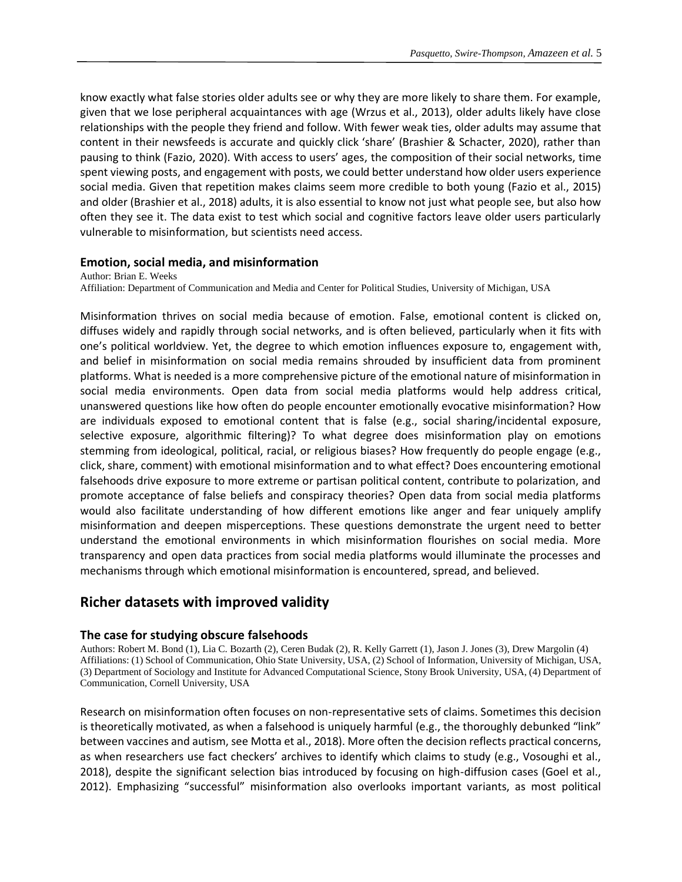know exactly what false stories older adults see or why they are more likely to share them. For example, given that we lose peripheral acquaintances with age (Wrzus et al., 2013), older adults likely have close relationships with the people they friend and follow. With fewer weak ties, older adults may assume that content in their newsfeeds is accurate and quickly click 'share' (Brashier & Schacter, 2020), rather than pausing to think (Fazio, 2020). With access to users' ages, the composition of their social networks, time spent viewing posts, and engagement with posts, we could better understand how older users experience social media. Given that repetition makes claims seem more credible to both young (Fazio et al., 2015) and older (Brashier et al., 2018) adults, it is also essential to know not just what people see, but also how often they see it. The data exist to test which social and cognitive factors leave older users particularly vulnerable to misinformation, but scientists need access.

### Emotion, social media, and misinformation

Author: Brian E. Weeks
Affiliation: Department of Communication and Media and Center for Political Studies, University of Michigan, USA

Misinformation thrives on social media because of emotion. False, emotional content is clicked on, diffuses widely and rapidly through social networks, and is often believed, particularly when it fits with one's political worldview. Yet, the degree to which emotion influences exposure to, engagement with, and belief in misinformation on social media remains shrouded by insufficient data from prominent platforms. What is needed is a more comprehensive picture of the emotional nature of misinformation in social media environments. Open data from social media platforms would help address critical, unanswered questions like how often do people encounter emotionally evocative misinformation? How are individuals exposed to emotional content that is false (e.g., social sharing/incidental exposure, selective exposure, algorithmic filtering)? To what degree does misinformation play on emotions stemming from ideological, political, racial, or religious biases? How frequently do people engage (e.g., click, share, comment) with emotional misinformation and to what effect? Does encountering emotional falsehoods drive exposure to more extreme or partisan political content, contribute to polarization, and promote acceptance of false beliefs and conspiracy theories? Open data from social media platforms would also facilitate understanding of how different emotions like anger and fear uniquely amplify misinformation and deepen misperceptions. These questions demonstrate the urgent need to better understand the emotional environments in which misinformation flourishes on social media. More transparency and open data practices from social media platforms would illuminate the processes and mechanisms through which emotional misinformation is encountered, spread, and believed.

## Richer datasets with improved validity

### The case for studying obscure falsehoods

Authors: Robert M. Bond (1), Lia C. Bozarth (2), Ceren Budak (2), R. Kelly Garrett (1), Jason J. Jones (3), Drew Margolin (4)
Affiliations: (1) School of Communication, Ohio State University, USA, (2) School of Information, University of Michigan, USA, (3) Department of Sociology and Institute for Advanced Computational Science, Stony Brook University, USA, (4) Department of Communication, Cornell University, USA

Research on misinformation often focuses on non-representative sets of claims. Sometimes this decision is theoretically motivated, as when a falsehood is uniquely harmful (e.g., the thoroughly debunked "link" between vaccines and autism, see Motta et al., 2018). More often the decision reflects practical concerns, as when researchers use fact checkers' archives to identify which claims to study (e.g., Vosoughi et al., 2018), despite the significant selection bias introduced by focusing on high-diffusion cases (Goel et al., 2012). Emphasizing "successful" misinformation also overlooks important variants, as most political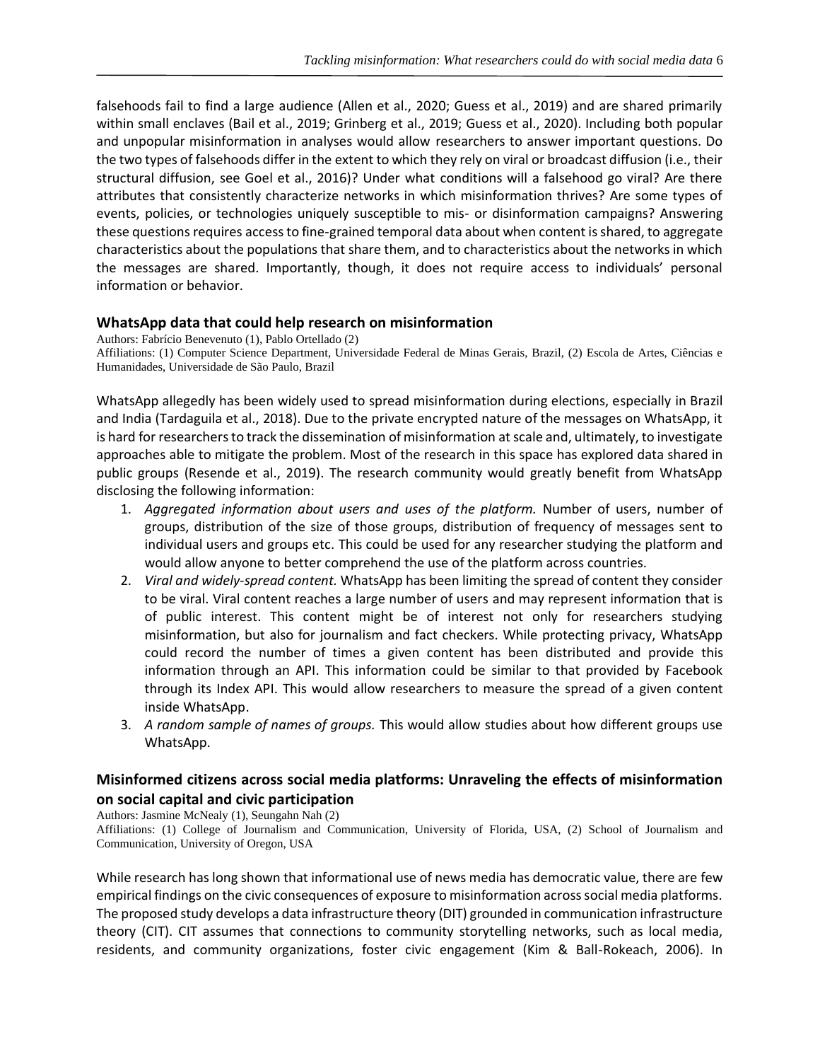falsehoods fail to find a large audience (Allen et al., 2020; Guess et al., 2019) and are shared primarily within small enclaves (Bail et al., 2019; Grinberg et al., 2019; Guess et al., 2020). Including both popular and unpopular misinformation in analyses would allow researchers to answer important questions. Do the two types of falsehoods differ in the extent to which they rely on viral or broadcast diffusion (i.e., their structural diffusion, see Goel et al., 2016)? Under what conditions will a falsehood go viral? Are there attributes that consistently characterize networks in which misinformation thrives? Are some types of events, policies, or technologies uniquely susceptible to mis- or disinformation campaigns? Answering these questions requires access to fine-grained temporal data about when content is shared, to aggregate characteristics about the populations that share them, and to characteristics about the networks in which the messages are shared. Importantly, though, it does not require access to individuals' personal information or behavior.

## WhatsApp data that could help research on misinformation

Authors: Fabrício Benevenuto (1), Pablo Ortellado (2)

Affiliations: (1) Computer Science Department, Universidade Federal de Minas Gerais, Brazil, (2) Escola de Artes, Ciências e Humanidades, Universidade de São Paulo, Brazil

WhatsApp allegedly has been widely used to spread misinformation during elections, especially in Brazil and India (Tardaguila et al., 2018). Due to the private encrypted nature of the messages on WhatsApp, it is hard for researchers to track the dissemination of misinformation at scale and, ultimately, to investigate approaches able to mitigate the problem. Most of the research in this space has explored data shared in public groups (Resende et al., 2019). The research community would greatly benefit from WhatsApp disclosing the following information:

1. *Aggregated information about users and uses of the platform.* Number of users, number of groups, distribution of the size of those groups, distribution of frequency of messages sent to individual users and groups etc. This could be used for any researcher studying the platform and would allow anyone to better comprehend the use of the platform across countries.
2. *Viral and widely-spread content.* WhatsApp has been limiting the spread of content they consider to be viral. Viral content reaches a large number of users and may represent information that is of public interest. This content might be of interest not only for researchers studying misinformation, but also for journalism and fact checkers. While protecting privacy, WhatsApp could record the number of times a given content has been distributed and provide this information through an API. This information could be similar to that provided by Facebook through its Index API. This would allow researchers to measure the spread of a given content inside WhatsApp.
3. *A random sample of names of groups.* This would allow studies about how different groups use WhatsApp.

## Misinformed citizens across social media platforms: Unraveling the effects of misinformation on social capital and civic participation

Authors: Jasmine McNealy (1), Seungahn Nah (2)

Affiliations: (1) College of Journalism and Communication, University of Florida, USA, (2) School of Journalism and Communication, University of Oregon, USA

While research has long shown that informational use of news media has democratic value, there are few empirical findings on the civic consequences of exposure to misinformation across social media platforms. The proposed study develops a data infrastructure theory (DIT) grounded in communication infrastructure theory (CIT). CIT assumes that connections to community storytelling networks, such as local media, residents, and community organizations, foster civic engagement (Kim & Ball-Rokeach, 2006). In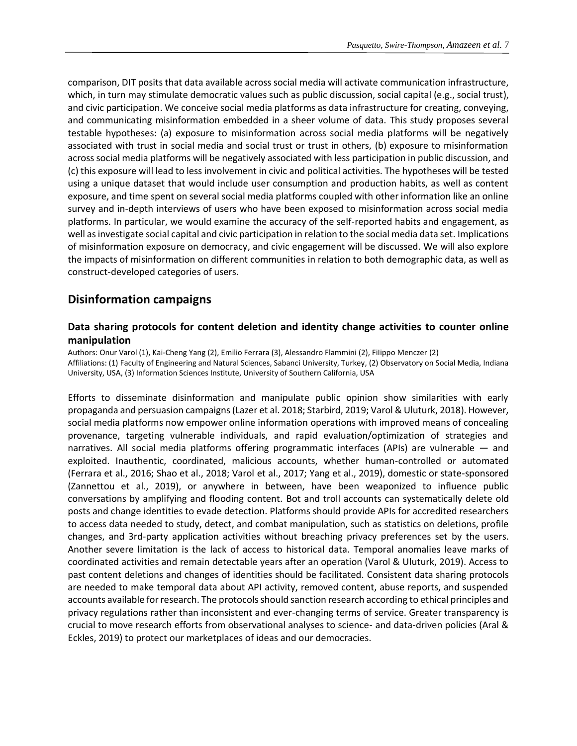comparison, DIT posits that data available across social media will activate communication infrastructure, which, in turn may stimulate democratic values such as public discussion, social capital (e.g., social trust), and civic participation. We conceive social media platforms as data infrastructure for creating, conveying, and communicating misinformation embedded in a sheer volume of data. This study proposes several testable hypotheses: (a) exposure to misinformation across social media platforms will be negatively associated with trust in social media and social trust or trust in others, (b) exposure to misinformation across social media platforms will be negatively associated with less participation in public discussion, and (c) this exposure will lead to less involvement in civic and political activities. The hypotheses will be tested using a unique dataset that would include user consumption and production habits, as well as content exposure, and time spent on several social media platforms coupled with other information like an online survey and in-depth interviews of users who have been exposed to misinformation across social media platforms. In particular, we would examine the accuracy of the self-reported habits and engagement, as well as investigate social capital and civic participation in relation to the social media data set. Implications of misinformation exposure on democracy, and civic engagement will be discussed. We will also explore the impacts of misinformation on different communities in relation to both demographic data, as well as construct-developed categories of users.

## Disinformation campaigns

### Data sharing protocols for content deletion and identity change activities to counter online manipulation

Authors: Onur Varol (1), Kai-Cheng Yang (2), Emilio Ferrara (3), Alessandro Flammini (2), Filippo Menczer (2)
Affiliations: (1) Faculty of Engineering and Natural Sciences, Sabanci University, Turkey, (2) Observatory on Social Media, Indiana University, USA, (3) Information Sciences Institute, University of Southern California, USA

Efforts to disseminate disinformation and manipulate public opinion show similarities with early propaganda and persuasion campaigns (Lazer et al. 2018; Starbird, 2019; Varol & Uluturk, 2018). However, social media platforms now empower online information operations with improved means of concealing provenance, targeting vulnerable individuals, and rapid evaluation/optimization of strategies and narratives. All social media platforms offering programmatic interfaces (APIs) are vulnerable — and exploited. Inauthentic, coordinated, malicious accounts, whether human-controlled or automated (Ferrara et al., 2016; Shao et al., 2018; Varol et al., 2017; Yang et al., 2019), domestic or state-sponsored (Zannettou et al., 2019), or anywhere in between, have been weaponized to influence public conversations by amplifying and flooding content. Bot and troll accounts can systematically delete old posts and change identities to evade detection. Platforms should provide APIs for accredited researchers to access data needed to study, detect, and combat manipulation, such as statistics on deletions, profile changes, and 3rd-party application activities without breaching privacy preferences set by the users. Another severe limitation is the lack of access to historical data. Temporal anomalies leave marks of coordinated activities and remain detectable years after an operation (Varol & Uluturk, 2019). Access to past content deletions and changes of identities should be facilitated. Consistent data sharing protocols are needed to make temporal data about API activity, removed content, abuse reports, and suspended accounts available for research. The protocols should sanction research according to ethical principles and privacy regulations rather than inconsistent and ever-changing terms of service. Greater transparency is crucial to move research efforts from observational analyses to science- and data-driven policies (Aral & Eckles, 2019) to protect our marketplaces of ideas and our democracies.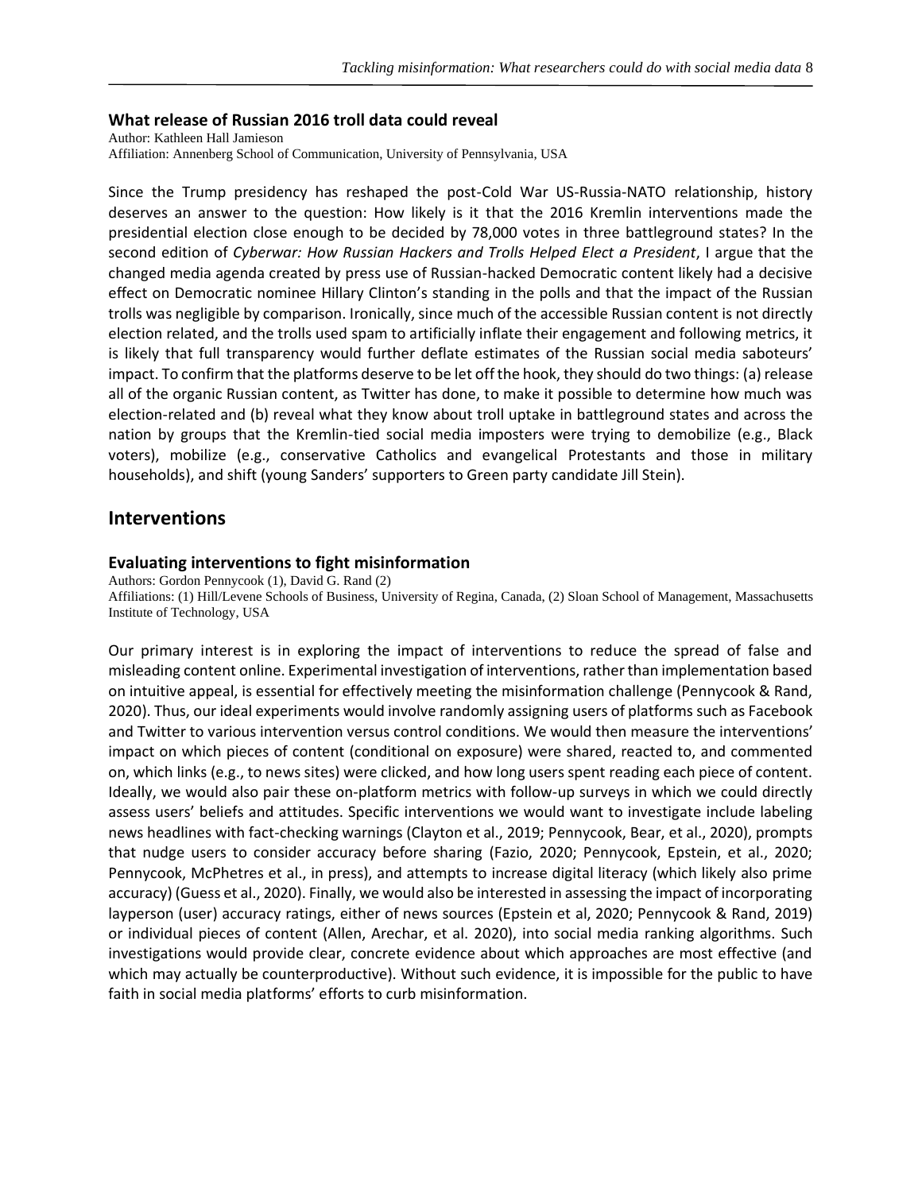### What release of Russian 2016 troll data could reveal

Author: Kathleen Hall Jamieson
Affiliation: Annenberg School of Communication, University of Pennsylvania, USA

Since the Trump presidency has reshaped the post-Cold War US-Russia-NATO relationship, history deserves an answer to the question: How likely is it that the 2016 Kremlin interventions made the presidential election close enough to be decided by 78,000 votes in three battleground states? In the second edition of *Cyberwar: How Russian Hackers and Trolls Helped Elect a President*, I argue that the changed media agenda created by press use of Russian-hacked Democratic content likely had a decisive effect on Democratic nominee Hillary Clinton's standing in the polls and that the impact of the Russian trolls was negligible by comparison. Ironically, since much of the accessible Russian content is not directly election related, and the trolls used spam to artificially inflate their engagement and following metrics, it is likely that full transparency would further deflate estimates of the Russian social media saboteurs' impact. To confirm that the platforms deserve to be let off the hook, they should do two things: (a) release all of the organic Russian content, as Twitter has done, to make it possible to determine how much was election-related and (b) reveal what they know about troll uptake in battleground states and across the nation by groups that the Kremlin-tied social media imposters were trying to demobilize (e.g., Black voters), mobilize (e.g., conservative Catholics and evangelical Protestants and those in military households), and shift (young Sanders' supporters to Green party candidate Jill Stein).

## Interventions

### Evaluating interventions to fight misinformation

Authors: Gordon Pennycook (1), David G. Rand (2)
Affiliations: (1) Hill/Levene Schools of Business, University of Regina, Canada, (2) Sloan School of Management, Massachusetts Institute of Technology, USA

Our primary interest is in exploring the impact of interventions to reduce the spread of false and misleading content online. Experimental investigation of interventions, rather than implementation based on intuitive appeal, is essential for effectively meeting the misinformation challenge (Pennycook & Rand, 2020). Thus, our ideal experiments would involve randomly assigning users of platforms such as Facebook and Twitter to various intervention versus control conditions. We would then measure the interventions' impact on which pieces of content (conditional on exposure) were shared, reacted to, and commented on, which links (e.g., to news sites) were clicked, and how long users spent reading each piece of content. Ideally, we would also pair these on-platform metrics with follow-up surveys in which we could directly assess users' beliefs and attitudes. Specific interventions we would want to investigate include labeling news headlines with fact-checking warnings (Clayton et al., 2019; Pennycook, Bear, et al., 2020), prompts that nudge users to consider accuracy before sharing (Fazio, 2020; Pennycook, Epstein, et al., 2020; Pennycook, McPhetres et al., in press), and attempts to increase digital literacy (which likely also prime accuracy) (Guess et al., 2020). Finally, we would also be interested in assessing the impact of incorporating layperson (user) accuracy ratings, either of news sources (Epstein et al, 2020; Pennycook & Rand, 2019) or individual pieces of content (Allen, Arechar, et al. 2020), into social media ranking algorithms. Such investigations would provide clear, concrete evidence about which approaches are most effective (and which may actually be counterproductive). Without such evidence, it is impossible for the public to have faith in social media platforms' efforts to curb misinformation.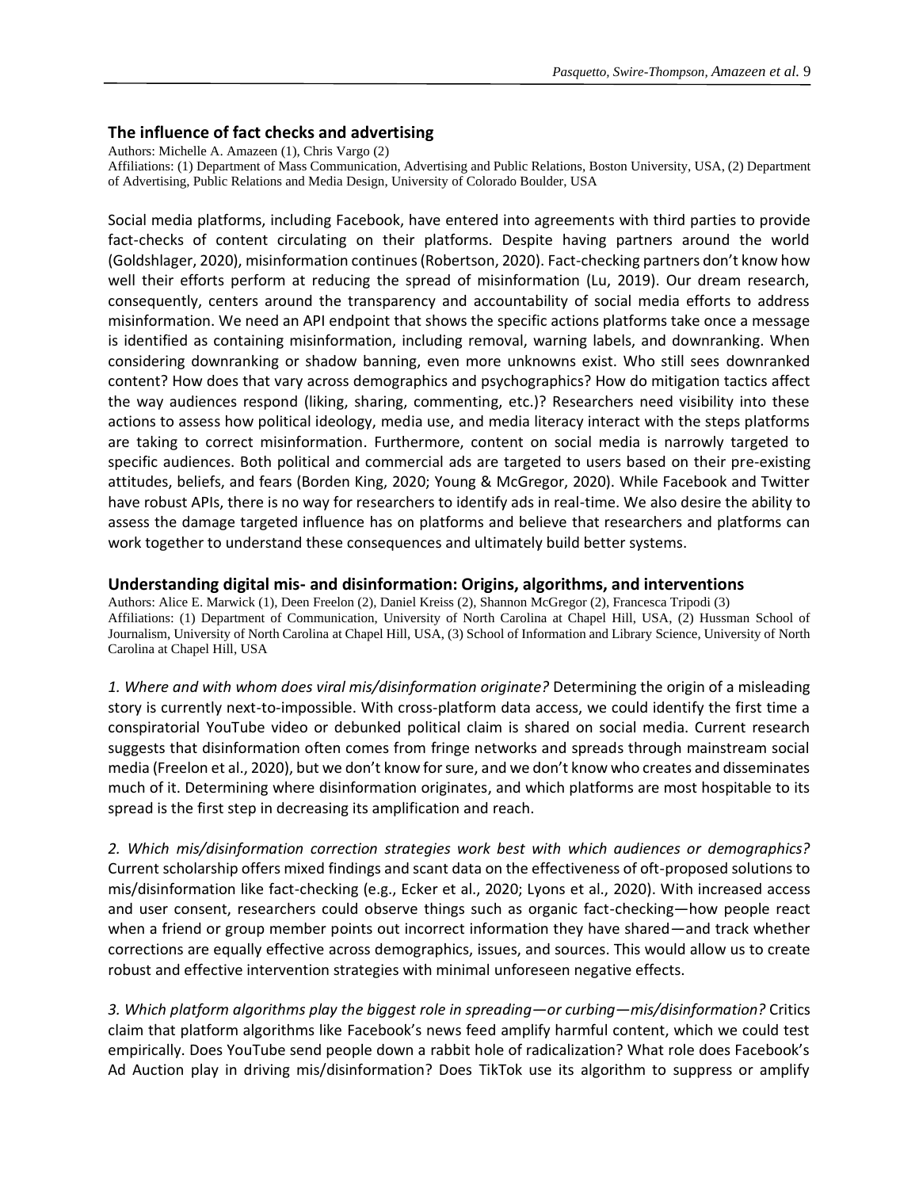## The influence of fact checks and advertising

Authors: Michelle A. Amazeen (1), Chris Vargo (2)

Affiliations: (1) Department of Mass Communication, Advertising and Public Relations, Boston University, USA, (2) Department of Advertising, Public Relations and Media Design, University of Colorado Boulder, USA

Social media platforms, including Facebook, have entered into agreements with third parties to provide fact-checks of content circulating on their platforms. Despite having partners around the world (Goldshlager, 2020), misinformation continues (Robertson, 2020). Fact-checking partners don't know how well their efforts perform at reducing the spread of misinformation (Lu, 2019). Our dream research, consequently, centers around the transparency and accountability of social media efforts to address misinformation. We need an API endpoint that shows the specific actions platforms take once a message is identified as containing misinformation, including removal, warning labels, and downranking. When considering downranking or shadow banning, even more unknowns exist. Who still sees downranked content? How does that vary across demographics and psychographics? How do mitigation tactics affect the way audiences respond (liking, sharing, commenting, etc.)? Researchers need visibility into these actions to assess how political ideology, media use, and media literacy interact with the steps platforms are taking to correct misinformation. Furthermore, content on social media is narrowly targeted to specific audiences. Both political and commercial ads are targeted to users based on their pre-existing attitudes, beliefs, and fears (Borden King, 2020; Young & McGregor, 2020). While Facebook and Twitter have robust APIs, there is no way for researchers to identify ads in real-time. We also desire the ability to assess the damage targeted influence has on platforms and believe that researchers and platforms can work together to understand these consequences and ultimately build better systems.

## Understanding digital mis- and disinformation: Origins, algorithms, and interventions

Authors: Alice E. Marwick (1), Deen Freelon (2), Daniel Kreiss (2), Shannon McGregor (2), Francesca Tripodi (3)

Affiliations: (1) Department of Communication, University of North Carolina at Chapel Hill, USA, (2) Hussman School of Journalism, University of North Carolina at Chapel Hill, USA, (3) School of Information and Library Science, University of North Carolina at Chapel Hill, USA

*1. Where and with whom does viral mis/disinformation originate?* Determining the origin of a misleading story is currently next-to-impossible. With cross-platform data access, we could identify the first time a conspiratorial YouTube video or debunked political claim is shared on social media. Current research suggests that disinformation often comes from fringe networks and spreads through mainstream social media (Freelon et al., 2020), but we don't know for sure, and we don't know who creates and disseminates much of it. Determining where disinformation originates, and which platforms are most hospitable to its spread is the first step in decreasing its amplification and reach.

*2. Which mis/disinformation correction strategies work best with which audiences or demographics?* Current scholarship offers mixed findings and scant data on the effectiveness of oft-proposed solutions to mis/disinformation like fact-checking (e.g., Ecker et al., 2020; Lyons et al., 2020). With increased access and user consent, researchers could observe things such as organic fact-checking—how people react when a friend or group member points out incorrect information they have shared—and track whether corrections are equally effective across demographics, issues, and sources. This would allow us to create robust and effective intervention strategies with minimal unforeseen negative effects.

*3. Which platform algorithms play the biggest role in spreading—or curbing—mis/disinformation?* Critics claim that platform algorithms like Facebook's news feed amplify harmful content, which we could test empirically. Does YouTube send people down a rabbit hole of radicalization? What role does Facebook's Ad Auction play in driving mis/disinformation? Does TikTok use its algorithm to suppress or amplify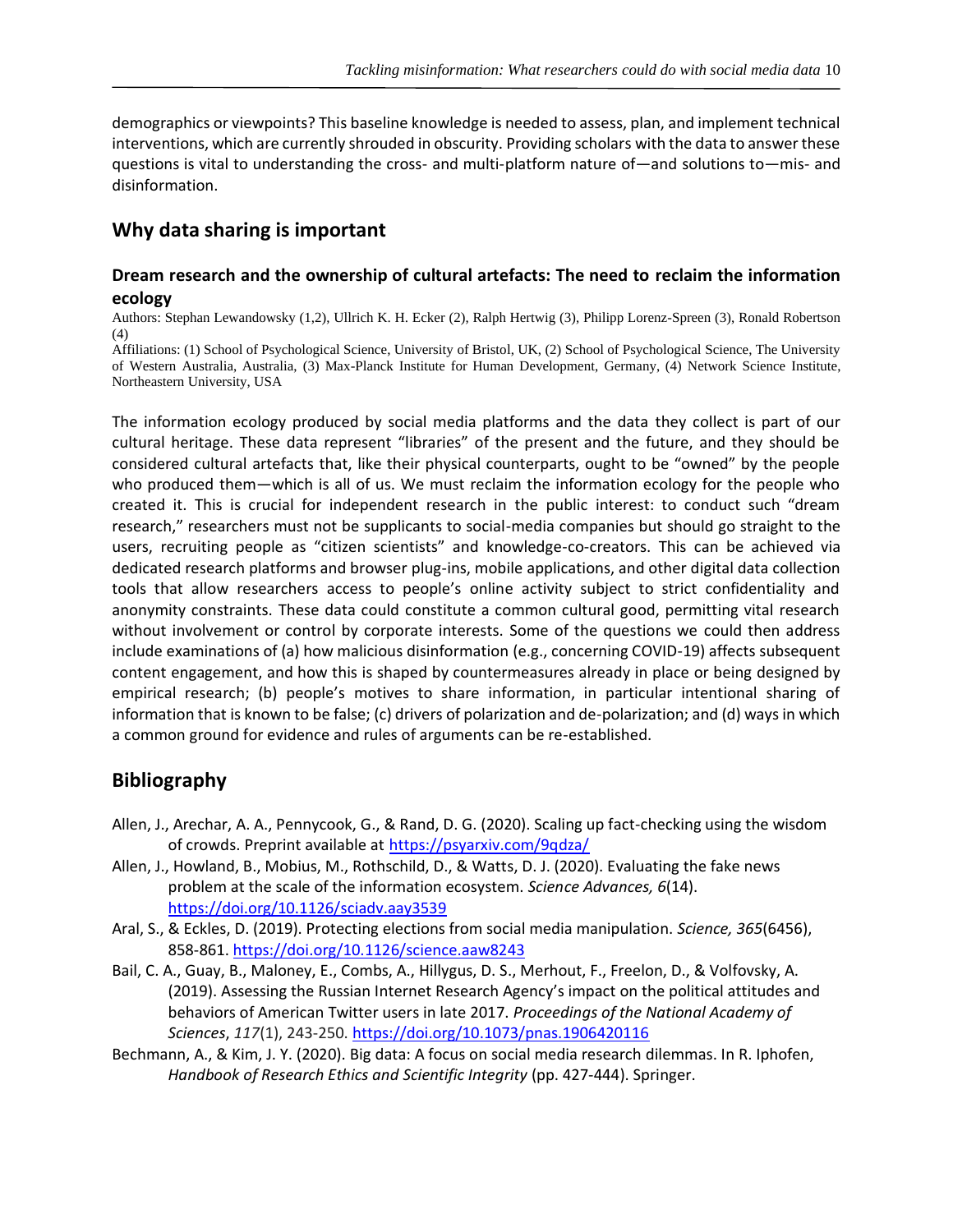demographics or viewpoints? This baseline knowledge is needed to assess, plan, and implement technical interventions, which are currently shrouded in obscurity. Providing scholars with the data to answer these questions is vital to understanding the cross- and multi-platform nature of—and solutions to—mis- and disinformation.

## Why data sharing is important

### Dream research and the ownership of cultural artefacts: The need to reclaim the information ecology

Authors: Stephan Lewandowsky (1,2), Ullrich K. H. Ecker (2), Ralph Hertwig (3), Philipp Lorenz-Spreen (3), Ronald Robertson (4)

Affiliations: (1) School of Psychological Science, University of Bristol, UK, (2) School of Psychological Science, The University of Western Australia, Australia, (3) Max-Planck Institute for Human Development, Germany, (4) Network Science Institute, Northeastern University, USA

The information ecology produced by social media platforms and the data they collect is part of our cultural heritage. These data represent "libraries" of the present and the future, and they should be considered cultural artefacts that, like their physical counterparts, ought to be "owned" by the people who produced them—which is all of us. We must reclaim the information ecology for the people who created it. This is crucial for independent research in the public interest: to conduct such "dream research," researchers must not be supplicants to social-media companies but should go straight to the users, recruiting people as "citizen scientists" and knowledge-co-creators. This can be achieved via dedicated research platforms and browser plug-ins, mobile applications, and other digital data collection tools that allow researchers access to people's online activity subject to strict confidentiality and anonymity constraints. These data could constitute a common cultural good, permitting vital research without involvement or control by corporate interests. Some of the questions we could then address include examinations of (a) how malicious disinformation (e.g., concerning COVID-19) affects subsequent content engagement, and how this is shaped by countermeasures already in place or being designed by empirical research; (b) people's motives to share information, in particular intentional sharing of information that is known to be false; (c) drivers of polarization and de-polarization; and (d) ways in which a common ground for evidence and rules of arguments can be re-established.

## Bibliography

Allen, J., Arechar, A. A., Pennycook, G., & Rand, D. G. (2020). Scaling up fact-checking using the wisdom of crowds. Preprint available at https://psyarxiv.com/9qdza/

Allen, J., Howland, B., Mobius, M., Rothschild, D., & Watts, D. J. (2020). Evaluating the fake news problem at the scale of the information ecosystem. *Science Advances, 6*(14). https://doi.org/10.1126/sciadv.aay3539

Aral, S., & Eckles, D. (2019). Protecting elections from social media manipulation. *Science, 365*(6456), 858-861. https://doi.org/10.1126/science.aaw8243

Bail, C. A., Guay, B., Maloney, E., Combs, A., Hillygus, D. S., Merhout, F., Freelon, D., & Volfovsky, A. (2019). Assessing the Russian Internet Research Agency's impact on the political attitudes and behaviors of American Twitter users in late 2017. *Proceedings of the National Academy of Sciences*, *117*(1), 243-250. https://doi.org/10.1073/pnas.1906420116

Bechmann, A., & Kim, J. Y. (2020). Big data: A focus on social media research dilemmas. In R. Iphofen, *Handbook of Research Ethics and Scientific Integrity* (pp. 427-444). Springer.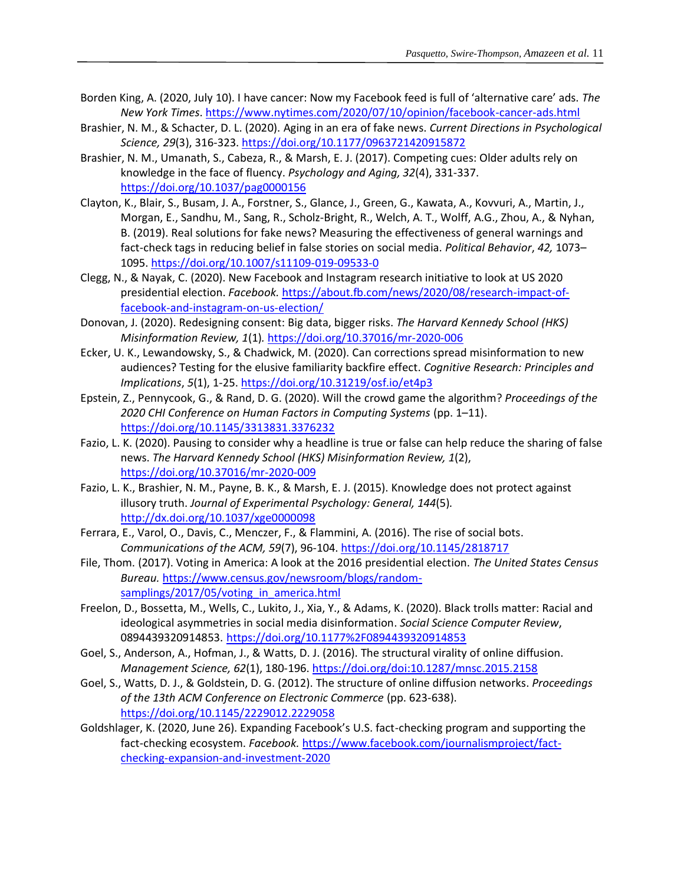Borden King, A. (2020, July 10). I have cancer: Now my Facebook feed is full of 'alternative care' ads. *The New York Times*. https://www.nytimes.com/2020/07/10/opinion/facebook-cancer-ads.html

Brashier, N. M., & Schacter, D. L. (2020). Aging in an era of fake news. *Current Directions in Psychological Science, 29*(3), 316-323. https://doi.org/10.1177/0963721420915872

Brashier, N. M., Umanath, S., Cabeza, R., & Marsh, E. J. (2017). Competing cues: Older adults rely on knowledge in the face of fluency. *Psychology and Aging, 32*(4), 331-337. https://doi.org/10.1037/pag0000156

Clayton, K., Blair, S., Busam, J. A., Forstner, S., Glance, J., Green, G., Kawata, A., Kovvuri, A., Martin, J., Morgan, E., Sandhu, M., Sang, R., Scholz-Bright, R., Welch, A. T., Wolff, A.G., Zhou, A., & Nyhan, B. (2019). Real solutions for fake news? Measuring the effectiveness of general warnings and fact-check tags in reducing belief in false stories on social media. *Political Behavior*, *42,* 1073–1095. https://doi.org/10.1007/s11109-019-09533-0

Clegg, N., & Nayak, C. (2020). New Facebook and Instagram research initiative to look at US 2020 presidential election. *Facebook.* https://about.fb.com/news/2020/08/research-impact-of-facebook-and-instagram-on-us-election/

Donovan, J. (2020). Redesigning consent: Big data, bigger risks. *The Harvard Kennedy School (HKS) Misinformation Review, 1*(1)*.* https://doi.org/10.37016/mr-2020-006

Ecker, U. K., Lewandowsky, S., & Chadwick, M. (2020). Can corrections spread misinformation to new audiences? Testing for the elusive familiarity backfire effect. *Cognitive Research: Principles and Implications*, *5*(1), 1-25. https://doi.org/10.31219/osf.io/et4p3

Epstein, Z., Pennycook, G., & Rand, D. G. (2020). Will the crowd game the algorithm? *Proceedings of the 2020 CHI Conference on Human Factors in Computing Systems* (pp. 1–11). https://doi.org/10.1145/3313831.3376232

Fazio, L. K. (2020). Pausing to consider why a headline is true or false can help reduce the sharing of false news. *The Harvard Kennedy School (HKS) Misinformation Review, 1*(2), https://doi.org/10.37016/mr-2020-009

Fazio, L. K., Brashier, N. M., Payne, B. K., & Marsh, E. J. (2015). Knowledge does not protect against illusory truth. *Journal of Experimental Psychology: General, 144*(5)*.* http://dx.doi.org/10.1037/xge0000098

Ferrara, E., Varol, O., Davis, C., Menczer, F., & Flammini, A. (2016). The rise of social bots. *Communications of the ACM, 59*(7), 96-104. https://doi.org/10.1145/2818717

File, Thom. (2017). Voting in America: A look at the 2016 presidential election. *The United States Census Bureau.* https://www.census.gov/newsroom/blogs/random-samplings/2017/05/voting_in_america.html

Freelon, D., Bossetta, M., Wells, C., Lukito, J., Xia, Y., & Adams, K. (2020). Black trolls matter: Racial and ideological asymmetries in social media disinformation. *Social Science Computer Review*, 0894439320914853. https://doi.org/10.1177%2F0894439320914853

Goel, S., Anderson, A., Hofman, J., & Watts, D. J. (2016). The structural virality of online diffusion. *Management Science, 62*(1), 180-196. https://doi.org/doi:10.1287/mnsc.2015.2158

Goel, S., Watts, D. J., & Goldstein, D. G. (2012). The structure of online diffusion networks. *Proceedings of the 13th ACM Conference on Electronic Commerce* (pp. 623-638). https://doi.org/10.1145/2229012.2229058

Goldshlager, K. (2020, June 26). Expanding Facebook's U.S. fact-checking program and supporting the fact-checking ecosystem. *Facebook.* https://www.facebook.com/journalismproject/fact-checking-expansion-and-investment-2020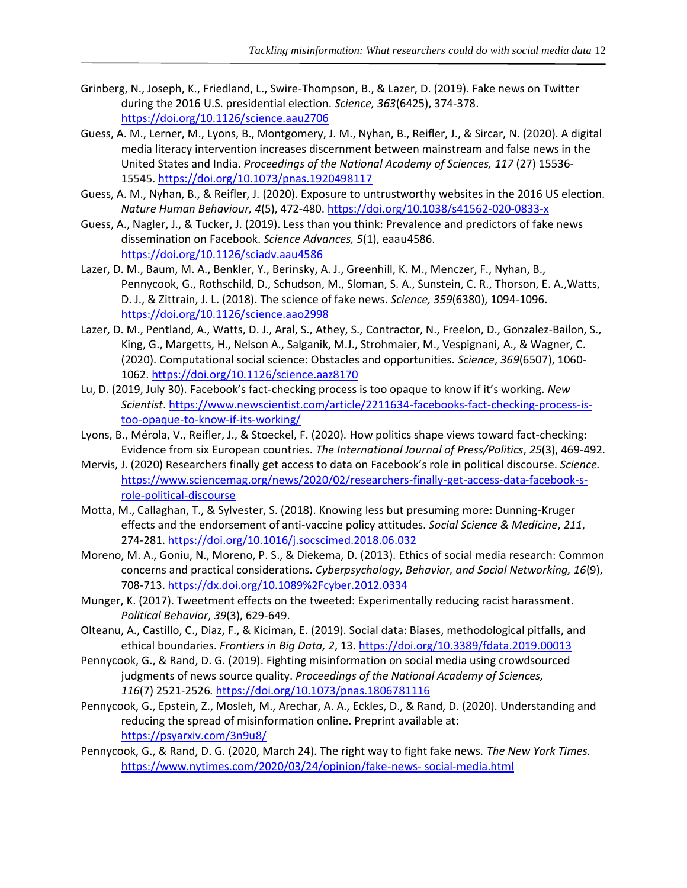Grinberg, N., Joseph, K., Friedland, L., Swire-Thompson, B., & Lazer, D. (2019). Fake news on Twitter during the 2016 U.S. presidential election. *Science, 363*(6425), 374-378. https://doi.org/10.1126/science.aau2706

Guess, A. M., Lerner, M., Lyons, B., Montgomery, J. M., Nyhan, B., Reifler, J., & Sircar, N. (2020). A digital media literacy intervention increases discernment between mainstream and false news in the United States and India. *Proceedings of the National Academy of Sciences, 117* (27) 15536-15545. https://doi.org/10.1073/pnas.1920498117

Guess, A. M., Nyhan, B., & Reifler, J. (2020). Exposure to untrustworthy websites in the 2016 US election. *Nature Human Behaviour, 4*(5), 472-480. https://doi.org/10.1038/s41562-020-0833-x

Guess, A., Nagler, J., & Tucker, J. (2019). Less than you think: Prevalence and predictors of fake news dissemination on Facebook. *Science Advances, 5*(1), eaau4586. https://doi.org/10.1126/sciadv.aau4586

Lazer, D. M., Baum, M. A., Benkler, Y., Berinsky, A. J., Greenhill, K. M., Menczer, F., Nyhan, B., Pennycook, G., Rothschild, D., Schudson, M., Sloman, S. A., Sunstein, C. R., Thorson, E. A.,Watts, D. J., & Zittrain, J. L. (2018). The science of fake news. *Science, 359*(6380), 1094-1096. https://doi.org/10.1126/science.aao2998

Lazer, D. M., Pentland, A., Watts, D. J., Aral, S., Athey, S., Contractor, N., Freelon, D., Gonzalez-Bailon, S., King, G., Margetts, H., Nelson A., Salganik, M.J., Strohmaier, M., Vespignani, A., & Wagner, C. (2020). Computational social science: Obstacles and opportunities. *Science*, *369*(6507), 1060-1062. https://doi.org/10.1126/science.aaz8170

Lu, D. (2019, July 30). Facebook's fact-checking process is too opaque to know if it's working. *New Scientist*. https://www.newscientist.com/article/2211634-facebooks-fact-checking-process-is-too-opaque-to-know-if-its-working/

Lyons, B., Mérola, V., Reifler, J., & Stoeckel, F. (2020). How politics shape views toward fact-checking: Evidence from six European countries. *The International Journal of Press/Politics*, *25*(3), 469-492.

Mervis, J. (2020) Researchers finally get access to data on Facebook's role in political discourse. *Science.* https://www.sciencemag.org/news/2020/02/researchers-finally-get-access-data-facebook-s-role-political-discourse

Motta, M., Callaghan, T., & Sylvester, S. (2018). Knowing less but presuming more: Dunning-Kruger effects and the endorsement of anti-vaccine policy attitudes. *Social Science & Medicine*, *211*, 274-281. https://doi.org/10.1016/j.socscimed.2018.06.032

Moreno, M. A., Goniu, N., Moreno, P. S., & Diekema, D. (2013). Ethics of social media research: Common concerns and practical considerations. *Cyberpsychology, Behavior, and Social Networking, 16*(9), 708-713. https://dx.doi.org/10.1089%2Fcyber.2012.0334

Munger, K. (2017). Tweetment effects on the tweeted: Experimentally reducing racist harassment. *Political Behavior*, *39*(3), 629-649.

Olteanu, A., Castillo, C., Diaz, F., & Kiciman, E. (2019). Social data: Biases, methodological pitfalls, and ethical boundaries. *Frontiers in Big Data, 2*, 13. https://doi.org/10.3389/fdata.2019.00013

Pennycook, G., & Rand, D. G. (2019). Fighting misinformation on social media using crowdsourced judgments of news source quality. *Proceedings of the National Academy of Sciences, 116*(7) 2521-2526*.* https://doi.org/10.1073/pnas.1806781116

Pennycook, G., Epstein, Z., Mosleh, M., Arechar, A. A., Eckles, D., & Rand, D. (2020). Understanding and reducing the spread of misinformation online. Preprint available at: https://psyarxiv.com/3n9u8/

Pennycook, G., & Rand, D. G. (2020, March 24). The right way to fight fake news. *The New York Times.* https://www.nytimes.com/2020/03/24/opinion/fake-news- social-media.html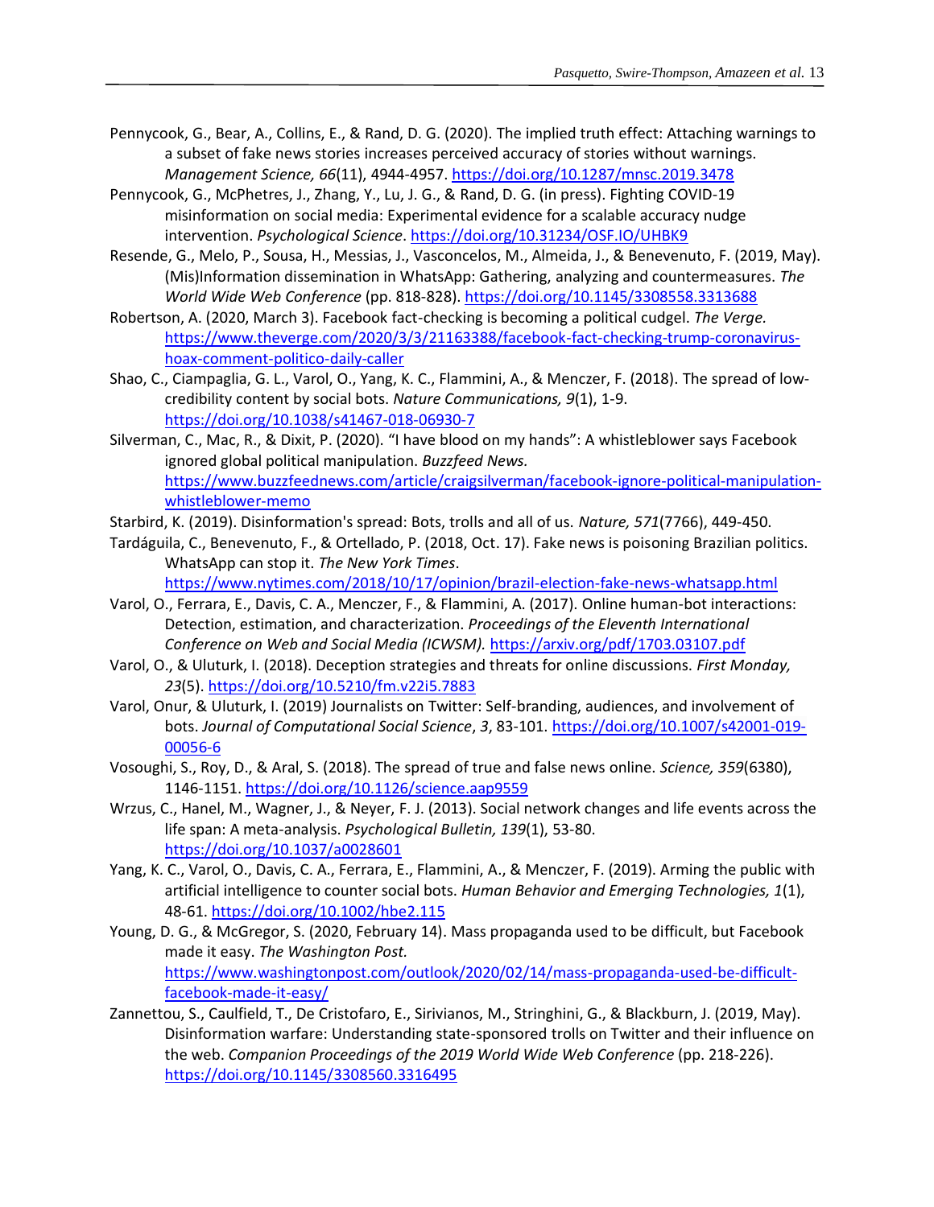Pennycook, G., Bear, A., Collins, E., & Rand, D. G. (2020). The implied truth effect: Attaching warnings to a subset of fake news stories increases perceived accuracy of stories without warnings. *Management Science, 66*(11), 4944-4957. https://doi.org/10.1287/mnsc.2019.3478

Pennycook, G., McPhetres, J., Zhang, Y., Lu, J. G., & Rand, D. G. (in press). Fighting COVID-19 misinformation on social media: Experimental evidence for a scalable accuracy nudge intervention. *Psychological Science*. https://doi.org/10.31234/OSF.IO/UHBK9

Resende, G., Melo, P., Sousa, H., Messias, J., Vasconcelos, M., Almeida, J., & Benevenuto, F. (2019, May). (Mis)Information dissemination in WhatsApp: Gathering, analyzing and countermeasures. *The World Wide Web Conference* (pp. 818-828). https://doi.org/10.1145/3308558.3313688

Robertson, A. (2020, March 3). Facebook fact-checking is becoming a political cudgel. *The Verge.* https://www.theverge.com/2020/3/3/21163388/facebook-fact-checking-trump-coronavirus-hoax-comment-politico-daily-caller

Shao, C., Ciampaglia, G. L., Varol, O., Yang, K. C., Flammini, A., & Menczer, F. (2018). The spread of low-credibility content by social bots. *Nature Communications, 9*(1), 1-9. https://doi.org/10.1038/s41467-018-06930-7

Silverman, C., Mac, R., & Dixit, P. (2020). "I have blood on my hands": A whistleblower says Facebook ignored global political manipulation. *Buzzfeed News.* https://www.buzzfeednews.com/article/craigsilverman/facebook-ignore-political-manipulation-whistleblower-memo

Starbird, K. (2019). Disinformation's spread: Bots, trolls and all of us. *Nature, 571*(7766), 449-450.

Tardáguila, C., Benevenuto, F., & Ortellado, P. (2018, Oct. 17). Fake news is poisoning Brazilian politics. WhatsApp can stop it. *The New York Times*. https://www.nytimes.com/2018/10/17/opinion/brazil-election-fake-news-whatsapp.html

Varol, O., Ferrara, E., Davis, C. A., Menczer, F., & Flammini, A. (2017). Online human-bot interactions: Detection, estimation, and characterization. *Proceedings of the Eleventh International Conference on Web and Social Media (ICWSM).* https://arxiv.org/pdf/1703.03107.pdf

Varol, O., & Uluturk, I. (2018). Deception strategies and threats for online discussions. *First Monday, 23*(5). https://doi.org/10.5210/fm.v22i5.7883

Varol, Onur, & Uluturk, I. (2019) Journalists on Twitter: Self-branding, audiences, and involvement of bots. *Journal of Computational Social Science*, *3*, 83-101. https://doi.org/10.1007/s42001-019-00056-6

Vosoughi, S., Roy, D., & Aral, S. (2018). The spread of true and false news online. *Science, 359*(6380), 1146-1151. https://doi.org/10.1126/science.aap9559

Wrzus, C., Hanel, M., Wagner, J., & Neyer, F. J. (2013). Social network changes and life events across the life span: A meta-analysis. *Psychological Bulletin, 139*(1), 53-80. https://doi.org/10.1037/a0028601

Yang, K. C., Varol, O., Davis, C. A., Ferrara, E., Flammini, A., & Menczer, F. (2019). Arming the public with artificial intelligence to counter social bots. *Human Behavior and Emerging Technologies, 1*(1), 48-61. https://doi.org/10.1002/hbe2.115

Young, D. G., & McGregor, S. (2020, February 14). Mass propaganda used to be difficult, but Facebook made it easy. *The Washington Post.* https://www.washingtonpost.com/outlook/2020/02/14/mass-propaganda-used-be-difficult-facebook-made-it-easy/

Zannettou, S., Caulfield, T., De Cristofaro, E., Sirivianos, M., Stringhini, G., & Blackburn, J. (2019, May). Disinformation warfare: Understanding state-sponsored trolls on Twitter and their influence on the web. *Companion Proceedings of the 2019 World Wide Web Conference* (pp. 218-226). https://doi.org/10.1145/3308560.3316495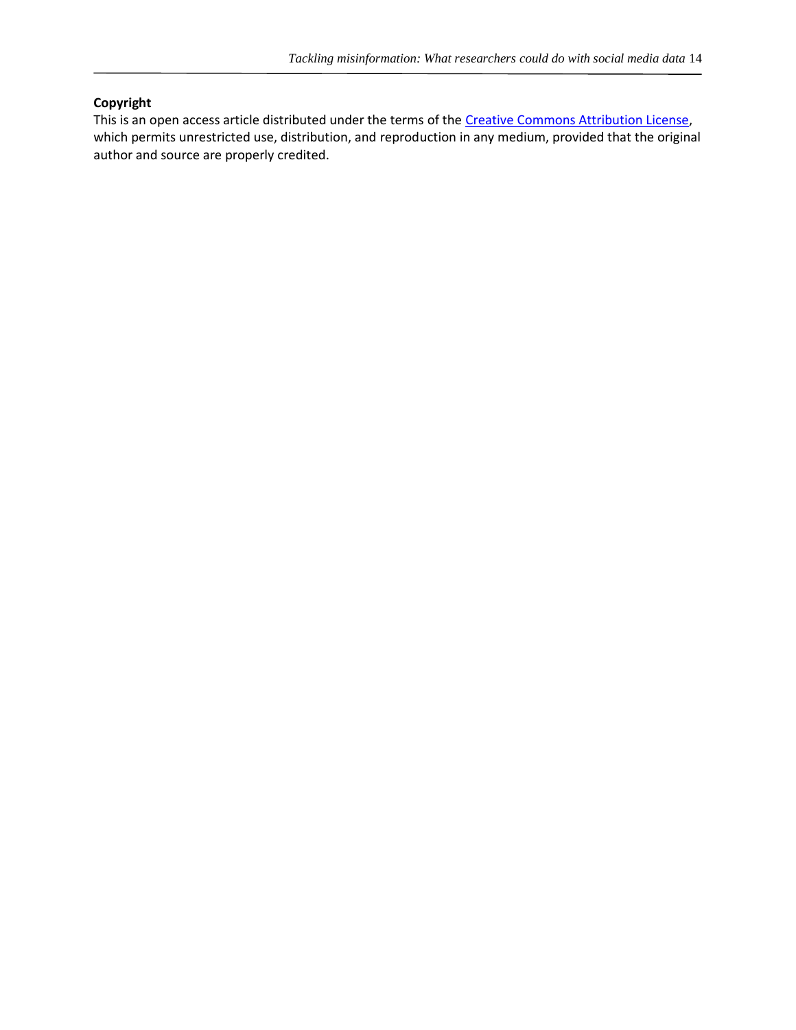**Copyright**

This is an open access article distributed under the terms of the Creative Commons Attribution License, which permits unrestricted use, distribution, and reproduction in any medium, provided that the original author and source are properly credited.